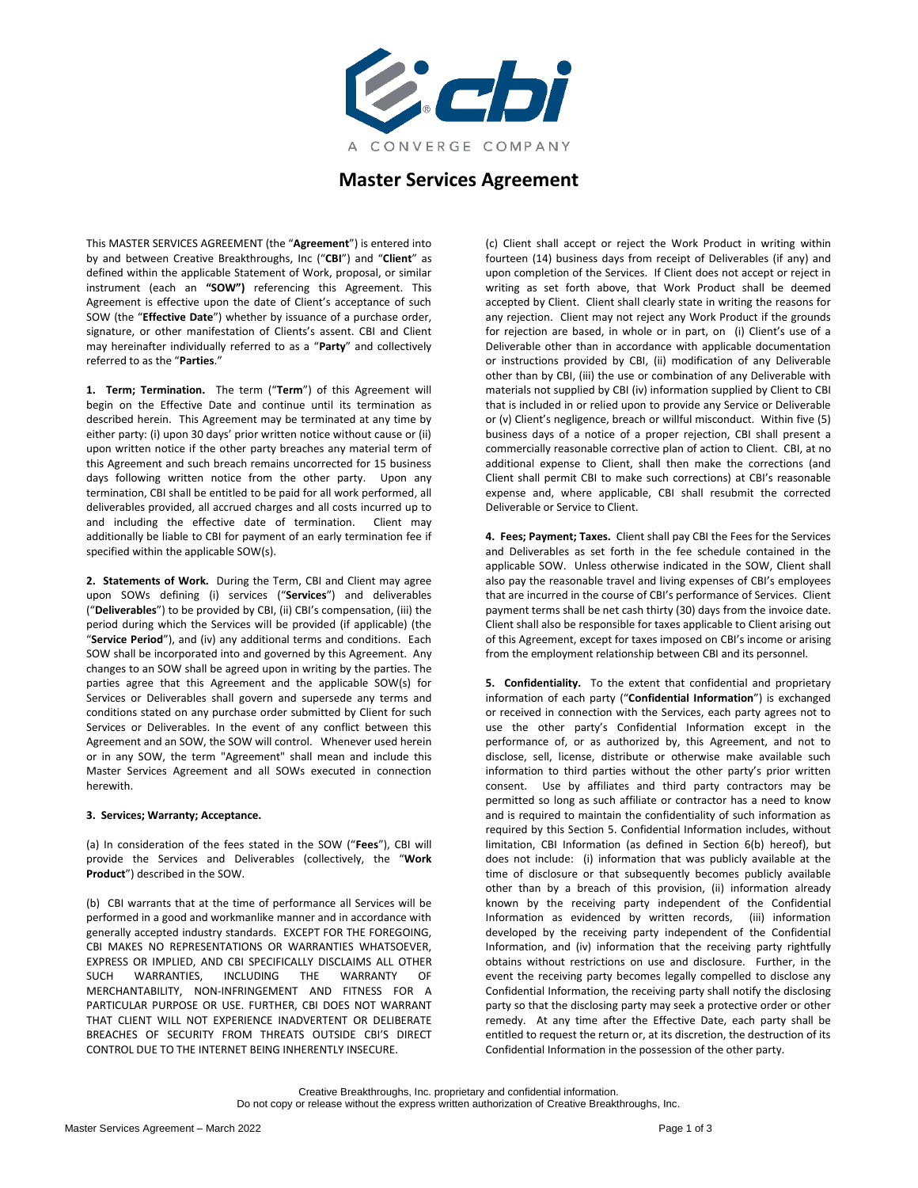# Master Services Agreement

This MASTER SERVICES AGREEMENT (the "**Agreement**") is entered into by and between Creative Breakthroughs, Inc ("**CBI**") and "**Client**" as defined within the applicable Statement of Work, proposal, or similar instrument (each an **"SOW")** referencing this Agreement. This Agreement is effective upon the date of Client's acceptance of such SOW (the "**Effective Date**") whether by issuance of a purchase order, signature, or other manifestation of Clients's assent. CBI and Client may hereinafter individually referred to as a "**Party**" and collectively referred to as the "**Parties**."

**1. Term; Termination.** The term ("**Term**") of this Agreement will begin on the Effective Date and continue until its termination as described herein. This Agreement may be terminated at any time by either party: (i) upon 30 days' prior written notice without cause or (ii) upon written notice if the other party breaches any material term of this Agreement and such breach remains uncorrected for 15 business days following written notice from the other party. Upon any termination, CBI shall be entitled to be paid for all work performed, all deliverables provided, all accrued charges and all costs incurred up to and including the effective date of termination. Client may additionally be liable to CBI for payment of an early termination fee if specified within the applicable SOW(s).

**2. Statements of Work.** During the Term, CBI and Client may agree upon SOWs defining (i) services ("**Services**") and deliverables ("**Deliverables**") to be provided by CBI, (ii) CBI's compensation, (iii) the period during which the Services will be provided (if applicable) (the "**Service Period**"), and (iv) any additional terms and conditions. Each SOW shall be incorporated into and governed by this Agreement. Any changes to an SOW shall be agreed upon in writing by the parties. The parties agree that this Agreement and the applicable SOW(s) for Services or Deliverables shall govern and supersede any terms and conditions stated on any purchase order submitted by Client for such Services or Deliverables. In the event of any conflict between this Agreement and an SOW, the SOW will control. Whenever used herein or in any SOW, the term "Agreement" shall mean and include this Master Services Agreement and all SOWs executed in connection herewith.

**3. Services; Warranty; Acceptance.**

(a) In consideration of the fees stated in the SOW ("**Fees**"), CBI will provide the Services and Deliverables (collectively, the "**Work Product**") described in the SOW.

(b) CBI warrants that at the time of performance all Services will be performed in a good and workmanlike manner and in accordance with generally accepted industry standards. EXCEPT FOR THE FOREGOING, CBI MAKES NO REPRESENTATIONS OR WARRANTIES WHATSOEVER, EXPRESS OR IMPLIED, AND CBI SPECIFICALLY DISCLAIMS ALL OTHER SUCH WARRANTIES, INCLUDING THE WARRANTY OF MERCHANTABILITY, NON-INFRINGEMENT AND FITNESS FOR A PARTICULAR PURPOSE OR USE. FURTHER, CBI DOES NOT WARRANT THAT CLIENT WILL NOT EXPERIENCE INADVERTENT OR DELIBERATE BREACHES OF SECURITY FROM THREATS OUTSIDE CBI'S DIRECT CONTROL DUE TO THE INTERNET BEING INHERENTLY INSECURE.

(c) Client shall accept or reject the Work Product in writing within fourteen (14) business days from receipt of Deliverables (if any) and upon completion of the Services. If Client does not accept or reject in writing as set forth above, that Work Product shall be deemed accepted by Client. Client shall clearly state in writing the reasons for any rejection. Client may not reject any Work Product if the grounds for rejection are based, in whole or in part, on (i) Client's use of a Deliverable other than in accordance with applicable documentation or instructions provided by CBI, (ii) modification of any Deliverable other than by CBI, (iii) the use or combination of any Deliverable with materials not supplied by CBI (iv) information supplied by Client to CBI that is included in or relied upon to provide any Service or Deliverable or (v) Client's negligence, breach or willful misconduct. Within five (5) business days of a notice of a proper rejection, CBI shall present a commercially reasonable corrective plan of action to Client. CBI, at no additional expense to Client, shall then make the corrections (and Client shall permit CBI to make such corrections) at CBI's reasonable expense and, where applicable, CBI shall resubmit the corrected Deliverable or Service to Client.

**4. Fees; Payment; Taxes.** Client shall pay CBI the Fees for the Services and Deliverables as set forth in the fee schedule contained in the applicable SOW. Unless otherwise indicated in the SOW, Client shall also pay the reasonable travel and living expenses of CBI's employees that are incurred in the course of CBI's performance of Services. Client payment terms shall be net cash thirty (30) days from the invoice date. Client shall also be responsible for taxes applicable to Client arising out of this Agreement, except for taxes imposed on CBI's income or arising from the employment relationship between CBI and its personnel.

**5. Confidentiality.** To the extent that confidential and proprietary information of each party ("**Confidential Information**") is exchanged or received in connection with the Services, each party agrees not to use the other party's Confidential Information except in the performance of, or as authorized by, this Agreement, and not to disclose, sell, license, distribute or otherwise make available such information to third parties without the other party's prior written consent. Use by affiliates and third party contractors may be permitted so long as such affiliate or contractor has a need to know and is required to maintain the confidentiality of such information as required by this Section 5. Confidential Information includes, without limitation, CBI Information (as defined in Section 6(b) hereof), but does not include: (i) information that was publicly available at the time of disclosure or that subsequently becomes publicly available other than by a breach of this provision, (ii) information already known by the receiving party independent of the Confidential Information as evidenced by written records, (iii) information developed by the receiving party independent of the Confidential Information, and (iv) information that the receiving party rightfully obtains without restrictions on use and disclosure. Further, in the event the receiving party becomes legally compelled to disclose any Confidential Information, the receiving party shall notify the disclosing party so that the disclosing party may seek a protective order or other remedy. At any time after the Effective Date, each party shall be entitled to request the return or, at its discretion, the destruction of its Confidential Information in the possession of the other party.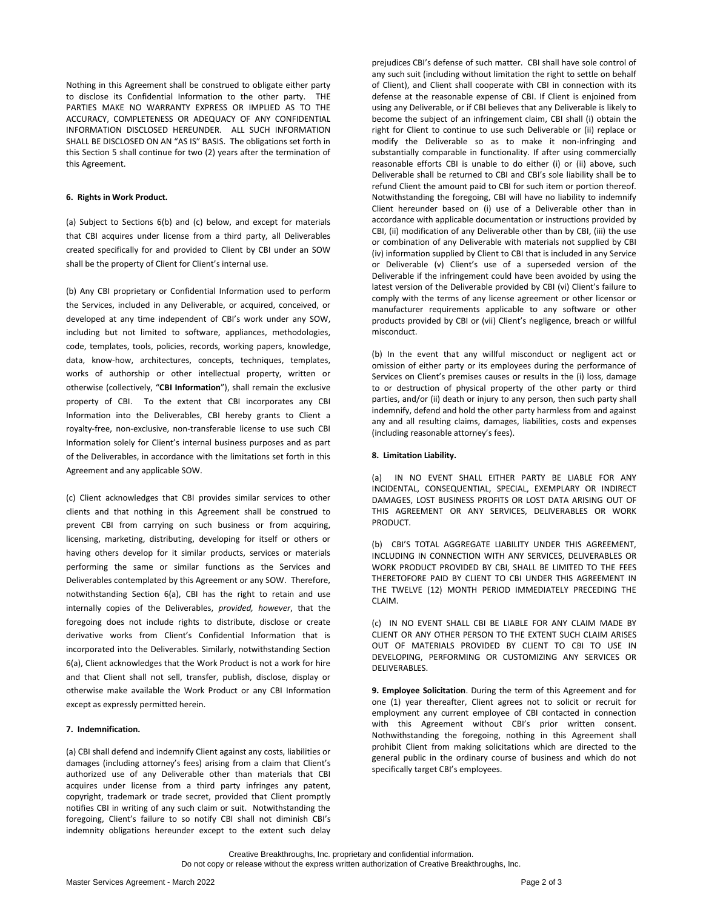Nothing in this Agreement shall be construed to obligate either party to disclose its Confidential Information to the other party. THE PARTIES MAKE NO WARRANTY EXPRESS OR IMPLIED AS TO THE ACCURACY, COMPLETENESS OR ADEQUACY OF ANY CONFIDENTIAL INFORMATION DISCLOSED HEREUNDER. ALL SUCH INFORMATION SHALL BE DISCLOSED ON AN "AS IS" BASIS. The obligations set forth in this Section 5 shall continue for two (2) years after the termination of this Agreement.

**6. Rights in Work Product.**

(a) Subject to Sections 6(b) and (c) below, and except for materials that CBI acquires under license from a third party, all Deliverables created specifically for and provided to Client by CBI under an SOW shall be the property of Client for Client's internal use.

(b) Any CBI proprietary or Confidential Information used to perform the Services, included in any Deliverable, or acquired, conceived, or developed at any time independent of CBI's work under any SOW, including but not limited to software, appliances, methodologies, code, templates, tools, policies, records, working papers, knowledge, data, know-how, architectures, concepts, techniques, templates, works of authorship or other intellectual property, written or otherwise (collectively, "**CBI Information**"), shall remain the exclusive property of CBI. To the extent that CBI incorporates any CBI Information into the Deliverables, CBI hereby grants to Client a royalty-free, non-exclusive, non-transferable license to use such CBI Information solely for Client's internal business purposes and as part of the Deliverables, in accordance with the limitations set forth in this Agreement and any applicable SOW.

(c) Client acknowledges that CBI provides similar services to other clients and that nothing in this Agreement shall be construed to prevent CBI from carrying on such business or from acquiring, licensing, marketing, distributing, developing for itself or others or having others develop for it similar products, services or materials performing the same or similar functions as the Services and Deliverables contemplated by this Agreement or any SOW. Therefore, notwithstanding Section 6(a), CBI has the right to retain and use internally copies of the Deliverables, *provided, however*, that the foregoing does not include rights to distribute, disclose or create derivative works from Client's Confidential Information that is incorporated into the Deliverables. Similarly, notwithstanding Section 6(a), Client acknowledges that the Work Product is not a work for hire and that Client shall not sell, transfer, publish, disclose, display or otherwise make available the Work Product or any CBI Information except as expressly permitted herein.

**7. Indemnification.**

(a) CBI shall defend and indemnify Client against any costs, liabilities or damages (including attorney's fees) arising from a claim that Client's authorized use of any Deliverable other than materials that CBI acquires under license from a third party infringes any patent, copyright, trademark or trade secret, provided that Client promptly notifies CBI in writing of any such claim or suit. Notwithstanding the foregoing, Client's failure to so notify CBI shall not diminish CBI's indemnity obligations hereunder except to the extent such delay prejudices CBI's defense of such matter. CBI shall have sole control of any such suit (including without limitation the right to settle on behalf of Client), and Client shall cooperate with CBI in connection with its defense at the reasonable expense of CBI. If Client is enjoined from using any Deliverable, or if CBI believes that any Deliverable is likely to become the subject of an infringement claim, CBI shall (i) obtain the right for Client to continue to use such Deliverable or (ii) replace or modify the Deliverable so as to make it non-infringing and substantially comparable in functionality. If after using commercially reasonable efforts CBI is unable to do either (i) or (ii) above, such Deliverable shall be returned to CBI and CBI's sole liability shall be to refund Client the amount paid to CBI for such item or portion thereof. Notwithstanding the foregoing, CBI will have no liability to indemnify Client hereunder based on (i) use of a Deliverable other than in accordance with applicable documentation or instructions provided by CBI, (ii) modification of any Deliverable other than by CBI, (iii) the use or combination of any Deliverable with materials not supplied by CBI (iv) information supplied by Client to CBI that is included in any Service or Deliverable (v) Client's use of a superseded version of the Deliverable if the infringement could have been avoided by using the latest version of the Deliverable provided by CBI (vi) Client's failure to comply with the terms of any license agreement or other licensor or manufacturer requirements applicable to any software or other products provided by CBI or (vii) Client's negligence, breach or willful misconduct.

(b) In the event that any willful misconduct or negligent act or omission of either party or its employees during the performance of Services on Client's premises causes or results in the (i) loss, damage to or destruction of physical property of the other party or third parties, and/or (ii) death or injury to any person, then such party shall indemnify, defend and hold the other party harmless from and against any and all resulting claims, damages, liabilities, costs and expenses (including reasonable attorney's fees).

**8. Limitation Liability.**

(a) IN NO EVENT SHALL EITHER PARTY BE LIABLE FOR ANY INCIDENTAL, CONSEQUENTIAL, SPECIAL, EXEMPLARY OR INDIRECT DAMAGES, LOST BUSINESS PROFITS OR LOST DATA ARISING OUT OF THIS AGREEMENT OR ANY SERVICES, DELIVERABLES OR WORK PRODUCT.

(b) CBI'S TOTAL AGGREGATE LIABILITY UNDER THIS AGREEMENT, INCLUDING IN CONNECTION WITH ANY SERVICES, DELIVERABLES OR WORK PRODUCT PROVIDED BY CBI, SHALL BE LIMITED TO THE FEES THERETOFORE PAID BY CLIENT TO CBI UNDER THIS AGREEMENT IN THE TWELVE (12) MONTH PERIOD IMMEDIATELY PRECEDING THE CLAIM.

(c) IN NO EVENT SHALL CBI BE LIABLE FOR ANY CLAIM MADE BY CLIENT OR ANY OTHER PERSON TO THE EXTENT SUCH CLAIM ARISES OUT OF MATERIALS PROVIDED BY CLIENT TO CBI TO USE IN DEVELOPING, PERFORMING OR CUSTOMIZING ANY SERVICES OR DELIVERABLES.

**9. Employee Solicitation**. During the term of this Agreement and for one (1) year thereafter, Client agrees not to solicit or recruit for employment any current employee of CBI contacted in connection with this Agreement without CBI's prior written consent. Nothwithstanding the foregoing, nothing in this Agreement shall prohibit Client from making solicitations which are directed to the general public in the ordinary course of business and which do not specifically target CBI's employees.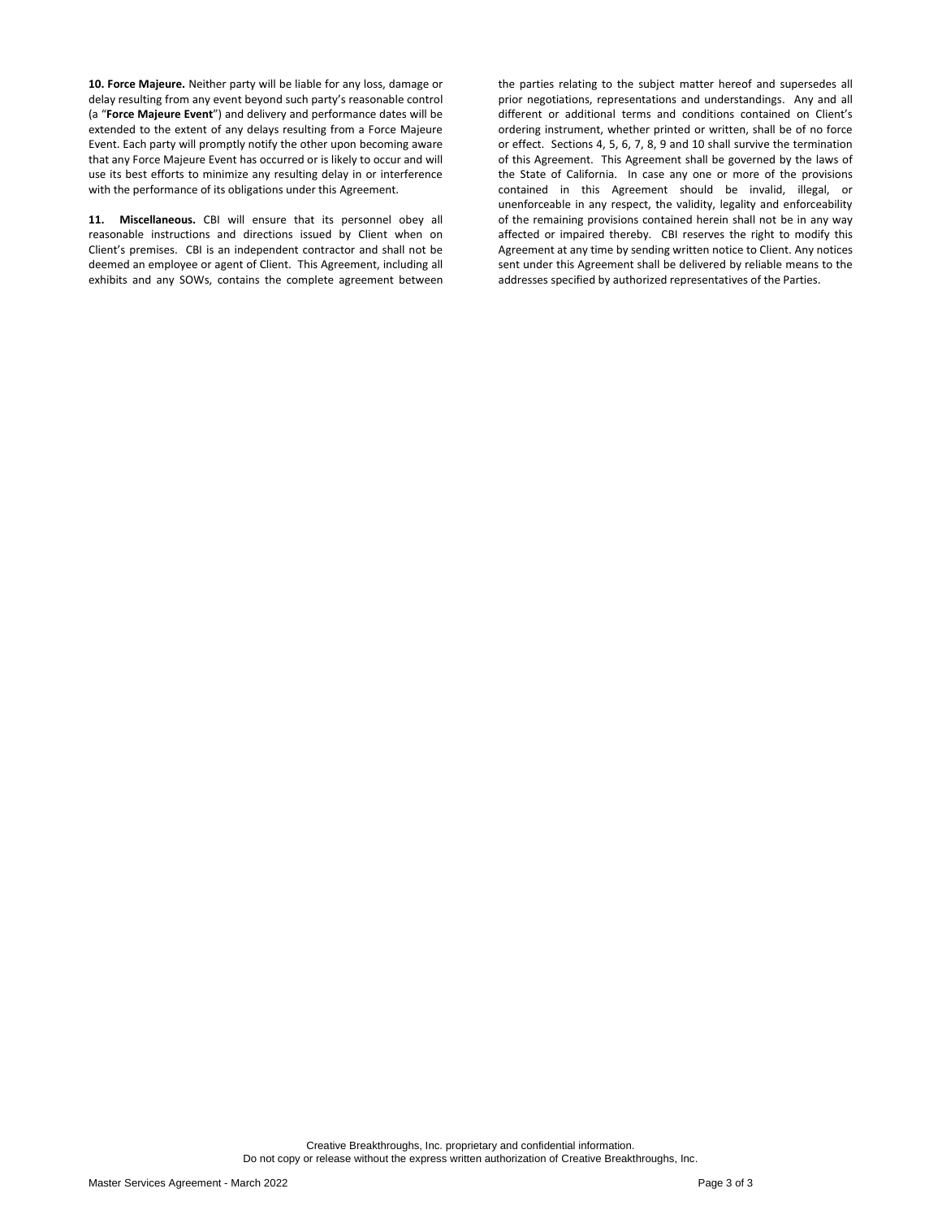**10. Force Majeure.** Neither party will be liable for any loss, damage or delay resulting from any event beyond such party's reasonable control (a "**Force Majeure Event**") and delivery and performance dates will be extended to the extent of any delays resulting from a Force Majeure Event. Each party will promptly notify the other upon becoming aware that any Force Majeure Event has occurred or is likely to occur and will use its best efforts to minimize any resulting delay in or interference with the performance of its obligations under this Agreement.

**11. Miscellaneous.** CBI will ensure that its personnel obey all reasonable instructions and directions issued by Client when on Client's premises. CBI is an independent contractor and shall not be deemed an employee or agent of Client. This Agreement, including all exhibits and any SOWs, contains the complete agreement between the parties relating to the subject matter hereof and supersedes all prior negotiations, representations and understandings. Any and all different or additional terms and conditions contained on Client's ordering instrument, whether printed or written, shall be of no force or effect. Sections 4, 5, 6, 7, 8, 9 and 10 shall survive the termination of this Agreement. This Agreement shall be governed by the laws of the State of California. In case any one or more of the provisions contained in this Agreement should be invalid, illegal, or unenforceable in any respect, the validity, legality and enforceability of the remaining provisions contained herein shall not be in any way affected or impaired thereby. CBI reserves the right to modify this Agreement at any time by sending written notice to Client. Any notices sent under this Agreement shall be delivered by reliable means to the addresses specified by authorized representatives of the Parties.

Creative Breakthroughs, Inc. proprietary and confidential information.
Do not copy or release without the express written authorization of Creative Breakthroughs, Inc.